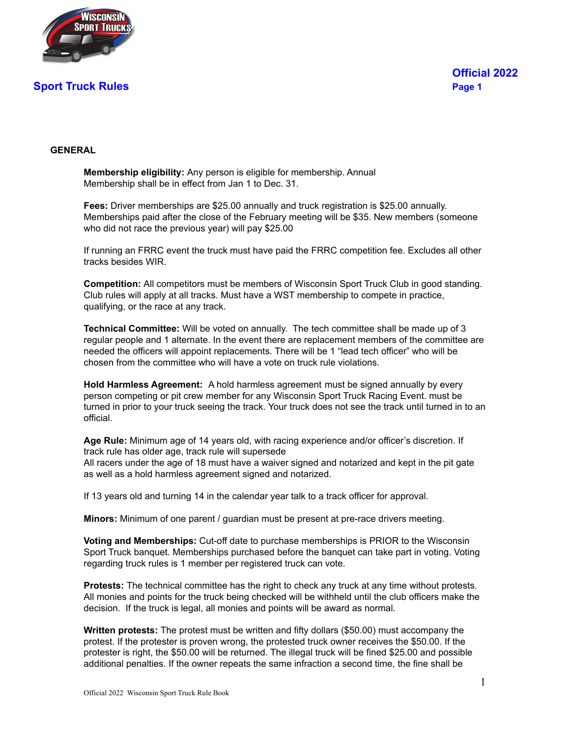# Sport Truck Rules

**Official 2022**

## GENERAL

**Membership eligibility:** Any person is eligible for membership. Annual Membership shall be in effect from Jan 1 to Dec. 31.

**Fees:** Driver memberships are $25.00 annually and truck registration is $25.00 annually. Memberships paid after the close of the February meeting will be $35. New members (someone who did not race the previous year) will pay $25.00

If running an FRRC event the truck must have paid the FRRC competition fee. Excludes all other tracks besides WIR.

**Competition:** All competitors must be members of Wisconsin Sport Truck Club in good standing. Club rules will apply at all tracks. Must have a WST membership to compete in practice, qualifying, or the race at any track.

**Technical Committee:** Will be voted on annually. The tech committee shall be made up of 3 regular people and 1 alternate. In the event there are replacement members of the committee are needed the officers will appoint replacements. There will be 1 "lead tech officer" who will be chosen from the committee who will have a vote on truck rule violations.

**Hold Harmless Agreement:** A hold harmless agreement must be signed annually by every person competing or pit crew member for any Wisconsin Sport Truck Racing Event. must be turned in prior to your truck seeing the track. Your truck does not see the track until turned in to an official.

**Age Rule:** Minimum age of 14 years old, with racing experience and/or officer's discretion. If track rule has older age, track rule will supersede
All racers under the age of 18 must have a waiver signed and notarized and kept in the pit gate as well as a hold harmless agreement signed and notarized.

If 13 years old and turning 14 in the calendar year talk to a track officer for approval.

**Minors:** Minimum of one parent / guardian must be present at pre-race drivers meeting.

**Voting and Memberships:** Cut-off date to purchase memberships is PRIOR to the Wisconsin Sport Truck banquet. Memberships purchased before the banquet can take part in voting. Voting regarding truck rules is 1 member per registered truck can vote.

**Protests:** The technical committee has the right to check any truck at any time without protests. All monies and points for the truck being checked will be withheld until the club officers make the decision. If the truck is legal, all monies and points will be award as normal.

**Written protests:** The protest must be written and fifty dollars ($50.00) must accompany the protest. If the protester is proven wrong, the protested truck owner receives the $50.00. If the protester is right, the $50.00 will be returned. The illegal truck will be fined $25.00 and possible additional penalties. If the owner repeats the same infraction a second time, the fine shall be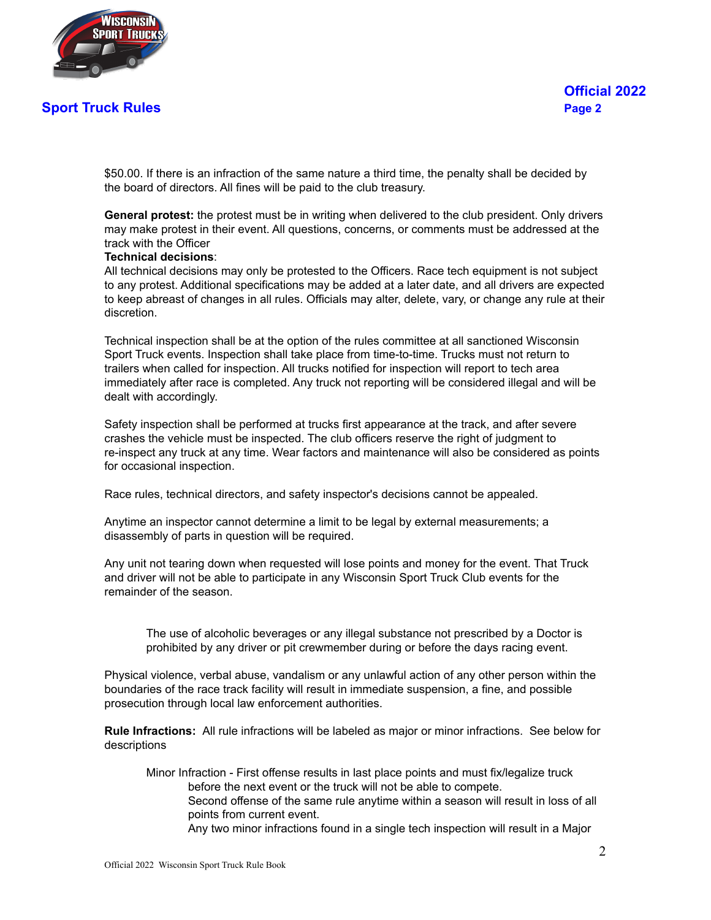$50.00. If there is an infraction of the same nature a third time, the penalty shall be decided by the board of directors. All fines will be paid to the club treasury.

**General protest:** the protest must be in writing when delivered to the club president. Only drivers may make protest in their event. All questions, concerns, or comments must be addressed at the track with the Officer

**Technical decisions**:

All technical decisions may only be protested to the Officers. Race tech equipment is not subject to any protest. Additional specifications may be added at a later date, and all drivers are expected to keep abreast of changes in all rules. Officials may alter, delete, vary, or change any rule at their discretion.

Technical inspection shall be at the option of the rules committee at all sanctioned Wisconsin Sport Truck events. Inspection shall take place from time-to-time. Trucks must not return to trailers when called for inspection. All trucks notified for inspection will report to tech area immediately after race is completed. Any truck not reporting will be considered illegal and will be dealt with accordingly.

Safety inspection shall be performed at trucks first appearance at the track, and after severe crashes the vehicle must be inspected. The club officers reserve the right of judgment to re-inspect any truck at any time. Wear factors and maintenance will also be considered as points for occasional inspection.

Race rules, technical directors, and safety inspector's decisions cannot be appealed.

Anytime an inspector cannot determine a limit to be legal by external measurements; a disassembly of parts in question will be required.

Any unit not tearing down when requested will lose points and money for the event. That Truck and driver will not be able to participate in any Wisconsin Sport Truck Club events for the remainder of the season.

The use of alcoholic beverages or any illegal substance not prescribed by a Doctor is prohibited by any driver or pit crewmember during or before the days racing event.

Physical violence, verbal abuse, vandalism or any unlawful action of any other person within the boundaries of the race track facility will result in immediate suspension, a fine, and possible prosecution through local law enforcement authorities.

**Rule Infractions:** All rule infractions will be labeled as major or minor infractions. See below for descriptions

Minor Infraction - First offense results in last place points and must fix/legalize truck before the next event or the truck will not be able to compete.
Second offense of the same rule anytime within a season will result in loss of all points from current event.
Any two minor infractions found in a single tech inspection will result in a Major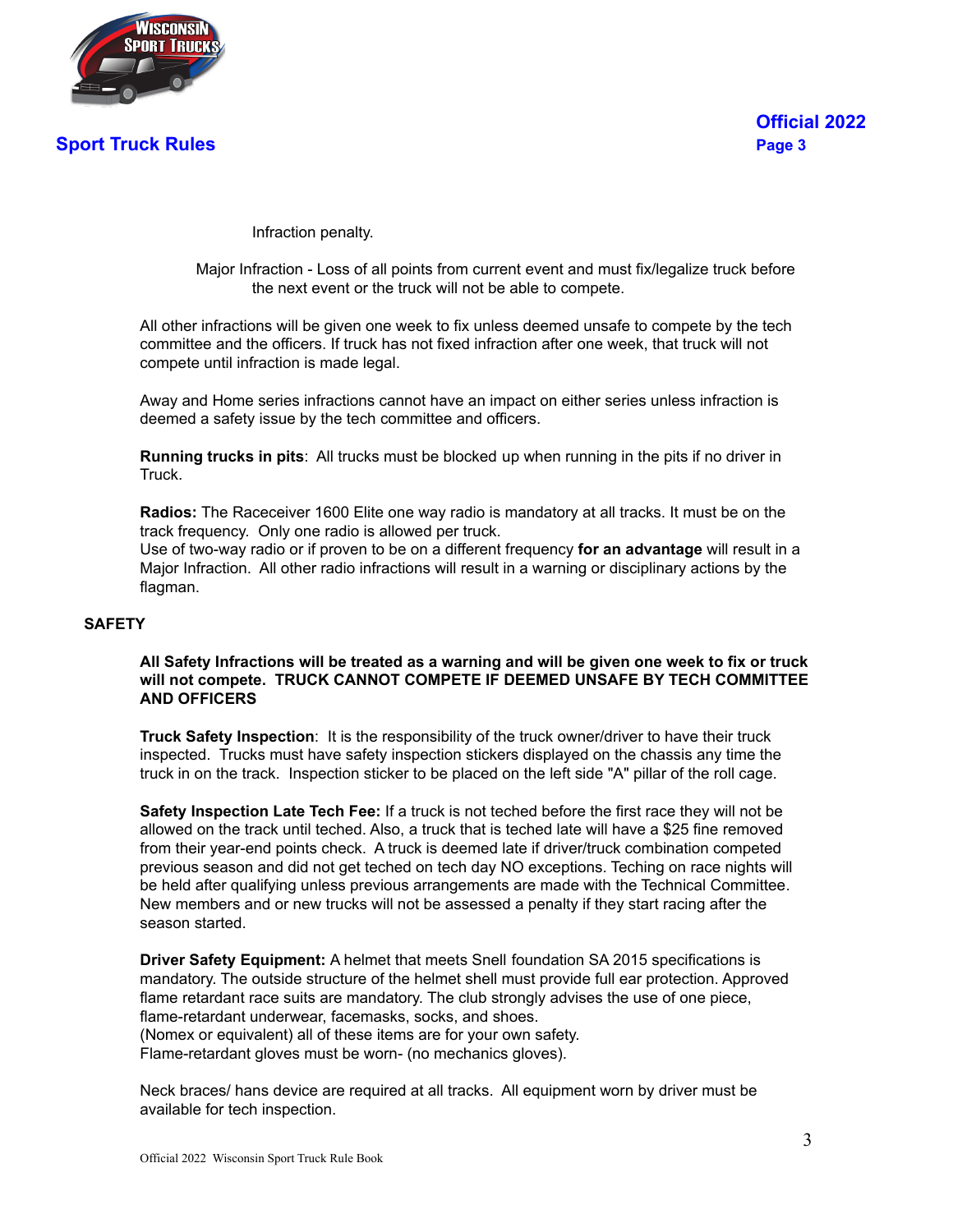Infraction penalty.

Major Infraction - Loss of all points from current event and must fix/legalize truck before the next event or the truck will not be able to compete.

All other infractions will be given one week to fix unless deemed unsafe to compete by the tech committee and the officers. If truck has not fixed infraction after one week, that truck will not compete until infraction is made legal.

Away and Home series infractions cannot have an impact on either series unless infraction is deemed a safety issue by the tech committee and officers.

**Running trucks in pits**: All trucks must be blocked up when running in the pits if no driver in Truck.

**Radios:** The Raceceiver 1600 Elite one way radio is mandatory at all tracks. It must be on the track frequency. Only one radio is allowed per truck.
Use of two-way radio or if proven to be on a different frequency **for an advantage** will result in a Major Infraction. All other radio infractions will result in a warning or disciplinary actions by the flagman.

## SAFETY

**All Safety Infractions will be treated as a warning and will be given one week to fix or truck will not compete. TRUCK CANNOT COMPETE IF DEEMED UNSAFE BY TECH COMMITTEE AND OFFICERS**

**Truck Safety Inspection**: It is the responsibility of the truck owner/driver to have their truck inspected. Trucks must have safety inspection stickers displayed on the chassis any time the truck in on the track. Inspection sticker to be placed on the left side "A" pillar of the roll cage.

**Safety Inspection Late Tech Fee:** If a truck is not teched before the first race they will not be allowed on the track until teched. Also, a truck that is teched late will have a $25 fine removed from their year-end points check. A truck is deemed late if driver/truck combination competed previous season and did not get teched on tech day NO exceptions. Teching on race nights will be held after qualifying unless previous arrangements are made with the Technical Committee. New members and or new trucks will not be assessed a penalty if they start racing after the season started.

**Driver Safety Equipment:** A helmet that meets Snell foundation SA 2015 specifications is mandatory. The outside structure of the helmet shell must provide full ear protection. Approved flame retardant race suits are mandatory. The club strongly advises the use of one piece, flame-retardant underwear, facemasks, socks, and shoes.
(Nomex or equivalent) all of these items are for your own safety.
Flame-retardant gloves must be worn- (no mechanics gloves).

Neck braces/ hans device are required at all tracks. All equipment worn by driver must be available for tech inspection.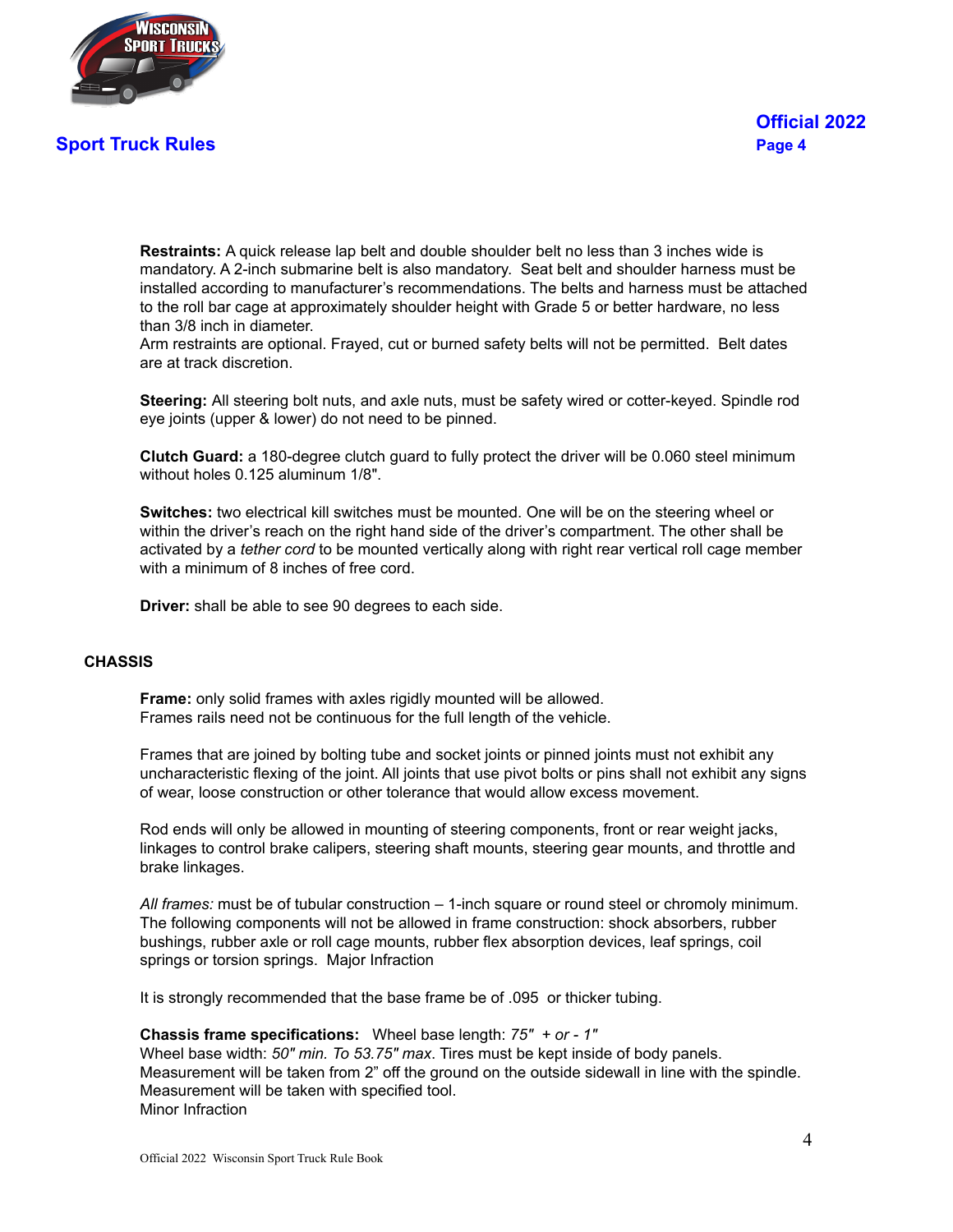**Restraints:** A quick release lap belt and double shoulder belt no less than 3 inches wide is mandatory. A 2-inch submarine belt is also mandatory. Seat belt and shoulder harness must be installed according to manufacturer's recommendations. The belts and harness must be attached to the roll bar cage at approximately shoulder height with Grade 5 or better hardware, no less than 3/8 inch in diameter.
Arm restraints are optional. Frayed, cut or burned safety belts will not be permitted. Belt dates are at track discretion.

**Steering:** All steering bolt nuts, and axle nuts, must be safety wired or cotter-keyed. Spindle rod eye joints (upper & lower) do not need to be pinned.

**Clutch Guard:** a 180-degree clutch guard to fully protect the driver will be 0.060 steel minimum without holes 0.125 aluminum 1/8".

**Switches:** two electrical kill switches must be mounted. One will be on the steering wheel or within the driver's reach on the right hand side of the driver's compartment. The other shall be activated by a *tether cord* to be mounted vertically along with right rear vertical roll cage member with a minimum of 8 inches of free cord.

**Driver:** shall be able to see 90 degrees to each side.

## CHASSIS

**Frame:** only solid frames with axles rigidly mounted will be allowed.
Frames rails need not be continuous for the full length of the vehicle.

Frames that are joined by bolting tube and socket joints or pinned joints must not exhibit any uncharacteristic flexing of the joint. All joints that use pivot bolts or pins shall not exhibit any signs of wear, loose construction or other tolerance that would allow excess movement.

Rod ends will only be allowed in mounting of steering components, front or rear weight jacks, linkages to control brake calipers, steering shaft mounts, steering gear mounts, and throttle and brake linkages.

*All frames:* must be of tubular construction – 1-inch square or round steel or chromoly minimum. The following components will not be allowed in frame construction: shock absorbers, rubber bushings, rubber axle or roll cage mounts, rubber flex absorption devices, leaf springs, coil springs or torsion springs. Major Infraction

It is strongly recommended that the base frame be of .095 or thicker tubing.

**Chassis frame specifications:** Wheel base length: *75" + or - 1"*
Wheel base width: *50" min. To 53.75" max*. Tires must be kept inside of body panels.
Measurement will be taken from 2" off the ground on the outside sidewall in line with the spindle.
Measurement will be taken with specified tool.
Minor Infraction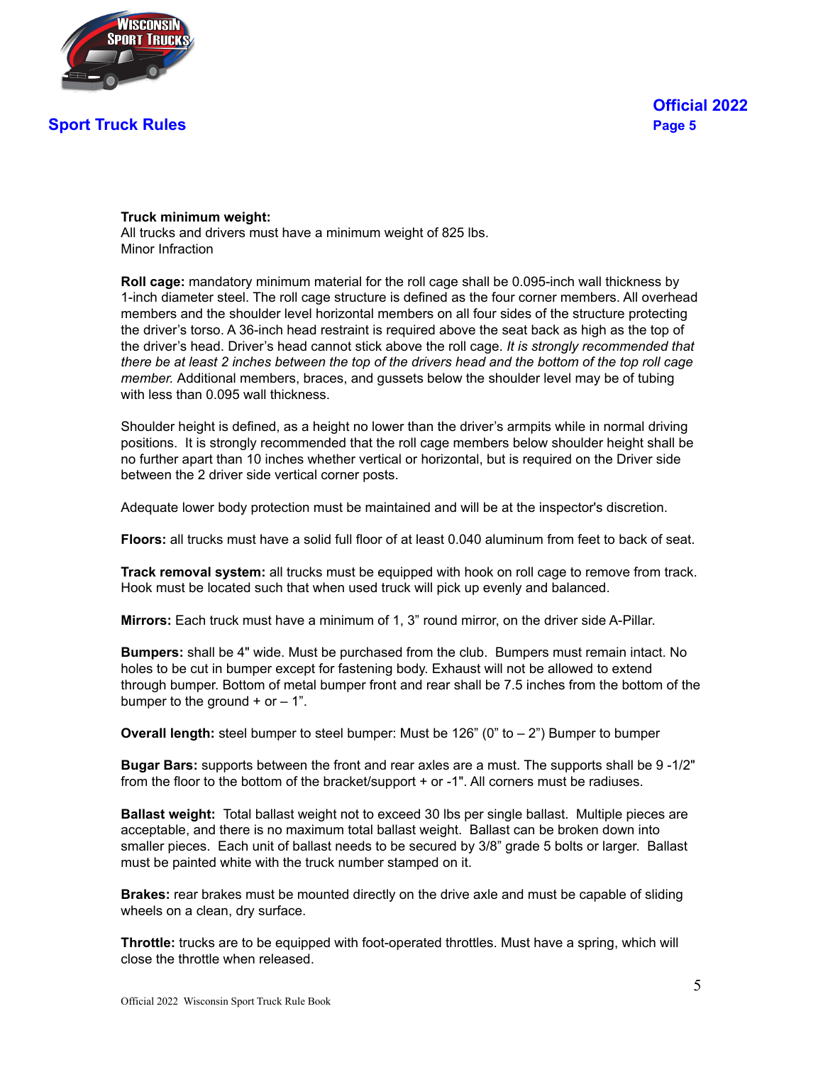**Truck minimum weight:**
All trucks and drivers must have a minimum weight of 825 lbs.
Minor Infraction

**Roll cage:** mandatory minimum material for the roll cage shall be 0.095-inch wall thickness by 1-inch diameter steel. The roll cage structure is defined as the four corner members. All overhead members and the shoulder level horizontal members on all four sides of the structure protecting the driver's torso. A 36-inch head restraint is required above the seat back as high as the top of the driver's head. Driver's head cannot stick above the roll cage. *It is strongly recommended that there be at least 2 inches between the top of the drivers head and the bottom of the top roll cage member.* Additional members, braces, and gussets below the shoulder level may be of tubing with less than 0.095 wall thickness.

Shoulder height is defined, as a height no lower than the driver's armpits while in normal driving positions. It is strongly recommended that the roll cage members below shoulder height shall be no further apart than 10 inches whether vertical or horizontal, but is required on the Driver side between the 2 driver side vertical corner posts.

Adequate lower body protection must be maintained and will be at the inspector's discretion.

**Floors:** all trucks must have a solid full floor of at least 0.040 aluminum from feet to back of seat.

**Track removal system:** all trucks must be equipped with hook on roll cage to remove from track. Hook must be located such that when used truck will pick up evenly and balanced.

**Mirrors:** Each truck must have a minimum of 1, 3" round mirror, on the driver side A-Pillar.

**Bumpers:** shall be 4" wide. Must be purchased from the club. Bumpers must remain intact. No holes to be cut in bumper except for fastening body. Exhaust will not be allowed to extend through bumper. Bottom of metal bumper front and rear shall be 7.5 inches from the bottom of the bumper to the ground + or – 1".

**Overall length:** steel bumper to steel bumper: Must be 126" (0" to – 2") Bumper to bumper

**Bugar Bars:** supports between the front and rear axles are a must. The supports shall be 9 -1/2" from the floor to the bottom of the bracket/support + or -1". All corners must be radiuses.

**Ballast weight:** Total ballast weight not to exceed 30 lbs per single ballast. Multiple pieces are acceptable, and there is no maximum total ballast weight. Ballast can be broken down into smaller pieces. Each unit of ballast needs to be secured by 3/8" grade 5 bolts or larger. Ballast must be painted white with the truck number stamped on it.

**Brakes:** rear brakes must be mounted directly on the drive axle and must be capable of sliding wheels on a clean, dry surface.

**Throttle:** trucks are to be equipped with foot-operated throttles. Must have a spring, which will close the throttle when released.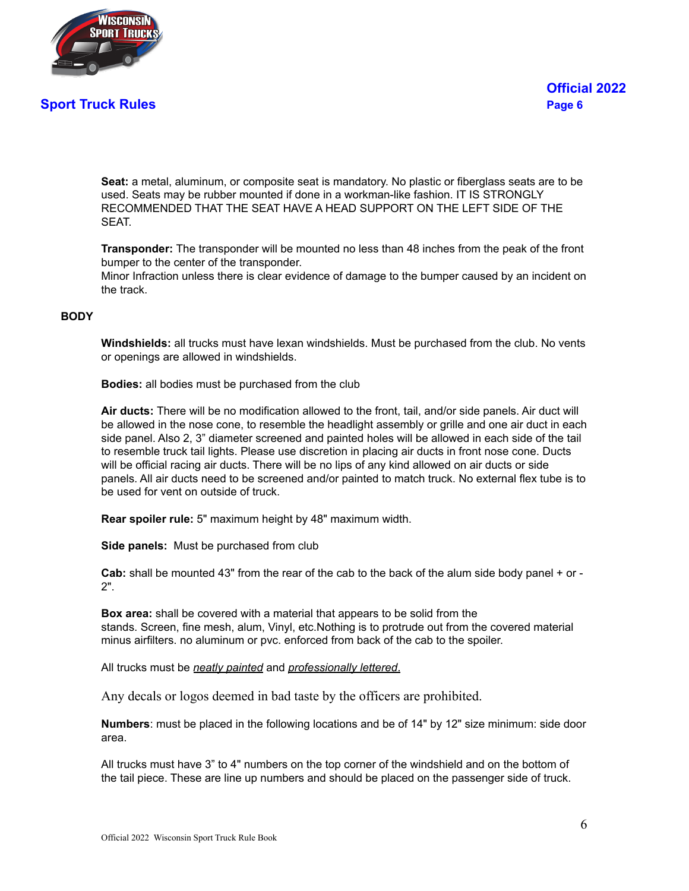**Seat:** a metal, aluminum, or composite seat is mandatory. No plastic or fiberglass seats are to be used. Seats may be rubber mounted if done in a workman-like fashion. IT IS STRONGLY RECOMMENDED THAT THE SEAT HAVE A HEAD SUPPORT ON THE LEFT SIDE OF THE SEAT.

**Transponder:** The transponder will be mounted no less than 48 inches from the peak of the front bumper to the center of the transponder.
Minor Infraction unless there is clear evidence of damage to the bumper caused by an incident on the track.

## BODY

**Windshields:** all trucks must have lexan windshields. Must be purchased from the club. No vents or openings are allowed in windshields.

**Bodies:** all bodies must be purchased from the club

**Air ducts:** There will be no modification allowed to the front, tail, and/or side panels. Air duct will be allowed in the nose cone, to resemble the headlight assembly or grille and one air duct in each side panel. Also 2, 3" diameter screened and painted holes will be allowed in each side of the tail to resemble truck tail lights. Please use discretion in placing air ducts in front nose cone. Ducts will be official racing air ducts. There will be no lips of any kind allowed on air ducts or side panels. All air ducts need to be screened and/or painted to match truck. No external flex tube is to be used for vent on outside of truck.

**Rear spoiler rule:** 5" maximum height by 48" maximum width.

**Side panels:** Must be purchased from club

**Cab:** shall be mounted 43" from the rear of the cab to the back of the alum side body panel + or - 2".

**Box area:** shall be covered with a material that appears to be solid from the stands. Screen, fine mesh, alum, Vinyl, etc.Nothing is to protrude out from the covered material minus airfilters. no aluminum or pvc. enforced from back of the cab to the spoiler.

All trucks must be *neatly painted* and *professionally lettered.*

Any decals or logos deemed in bad taste by the officers are prohibited.

**Numbers**: must be placed in the following locations and be of 14" by 12" size minimum: side door area.

All trucks must have 3" to 4" numbers on the top corner of the windshield and on the bottom of the tail piece. These are line up numbers and should be placed on the passenger side of truck.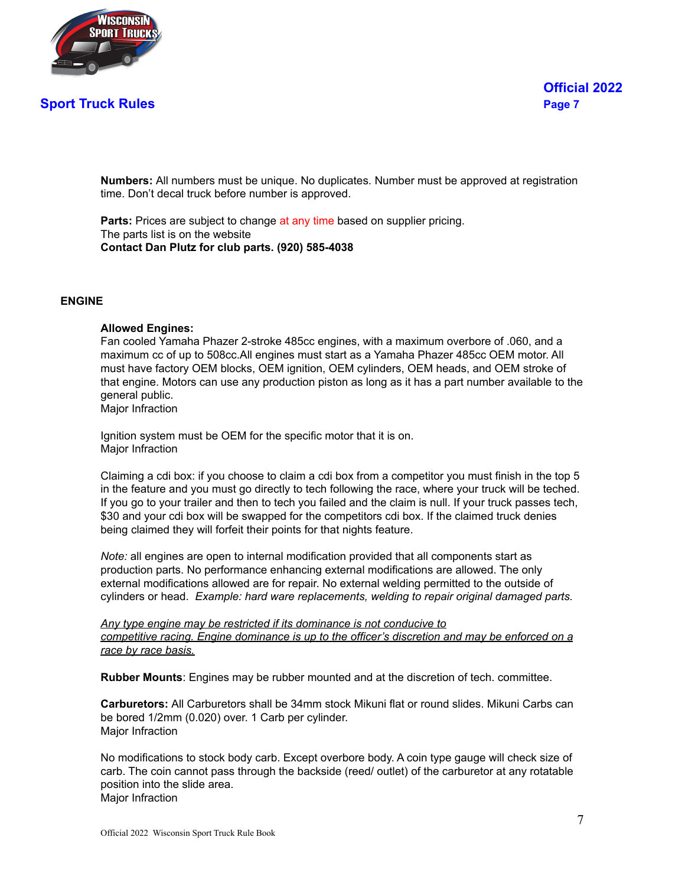**Numbers:** All numbers must be unique. No duplicates. Number must be approved at registration time. Don't decal truck before number is approved.

**Parts:** Prices are subject to change at any time based on supplier pricing.
The parts list is on the website
**Contact Dan Plutz for club parts. (920) 585-4038**

## ENGINE

**Allowed Engines:**
Fan cooled Yamaha Phazer 2-stroke 485cc engines, with a maximum overbore of .060, and a maximum cc of up to 508cc.All engines must start as a Yamaha Phazer 485cc OEM motor. All must have factory OEM blocks, OEM ignition, OEM cylinders, OEM heads, and OEM stroke of that engine. Motors can use any production piston as long as it has a part number available to the general public.
Major Infraction

Ignition system must be OEM for the specific motor that it is on.
Major Infraction

Claiming a cdi box: if you choose to claim a cdi box from a competitor you must finish in the top 5 in the feature and you must go directly to tech following the race, where your truck will be teched. If you go to your trailer and then to tech you failed and the claim is null. If your truck passes tech, $30 and your cdi box will be swapped for the competitors cdi box. If the claimed truck denies being claimed they will forfeit their points for that nights feature.

*Note:* all engines are open to internal modification provided that all components start as production parts. No performance enhancing external modifications are allowed. The only external modifications allowed are for repair. No external welding permitted to the outside of cylinders or head. *Example: hard ware replacements, welding to repair original damaged parts.*

*Any type engine may be restricted if its dominance is not conducive to competitive racing. Engine dominance is up to the officer's discretion and may be enforced on a race by race basis.*

**Rubber Mounts**: Engines may be rubber mounted and at the discretion of tech. committee.

**Carburetors:** All Carburetors shall be 34mm stock Mikuni flat or round slides. Mikuni Carbs can be bored 1/2mm (0.020) over. 1 Carb per cylinder.
Major Infraction

No modifications to stock body carb. Except overbore body. A coin type gauge will check size of carb. The coin cannot pass through the backside (reed/ outlet) of the carburetor at any rotatable position into the slide area.
Major Infraction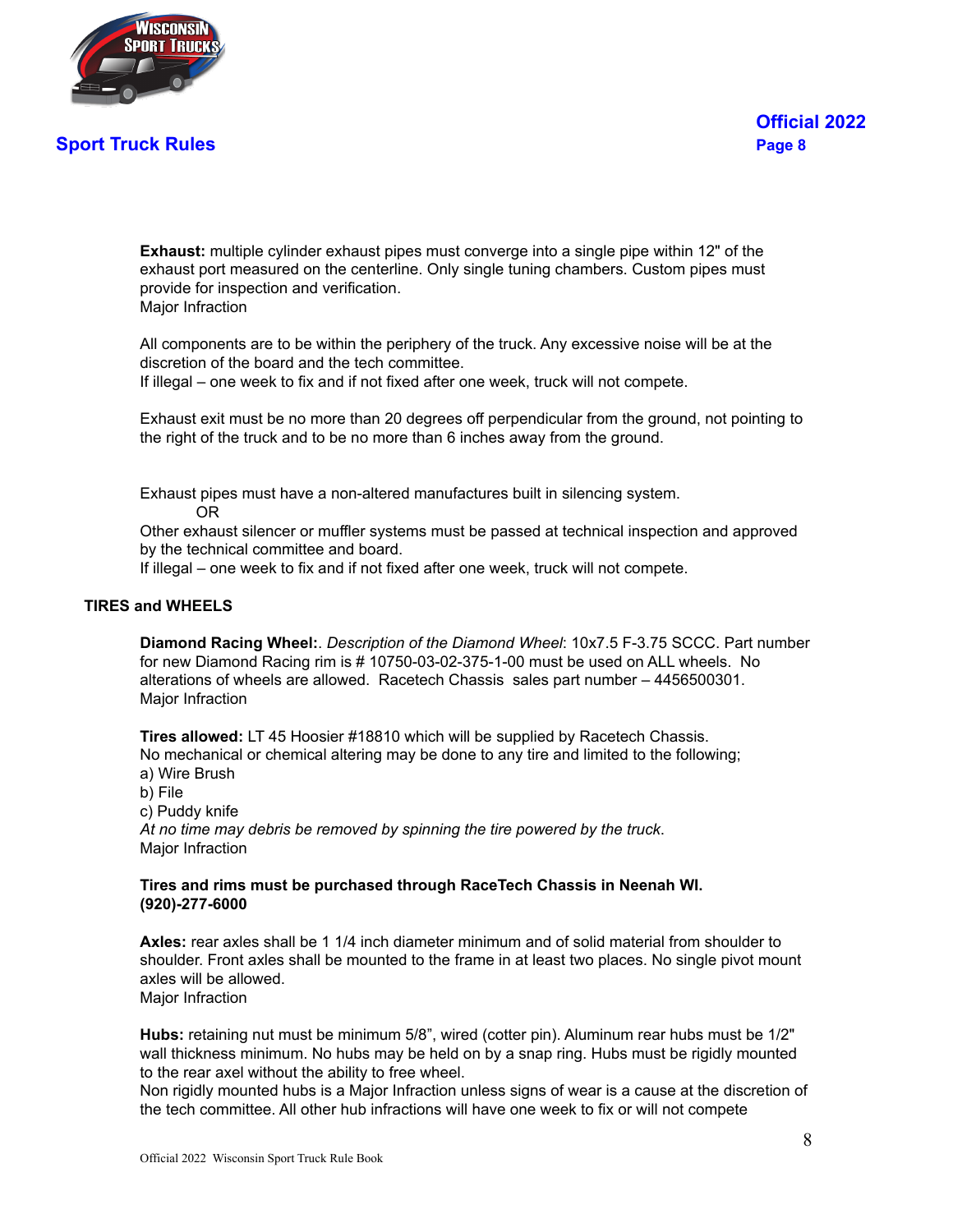**Exhaust:** multiple cylinder exhaust pipes must converge into a single pipe within 12" of the exhaust port measured on the centerline. Only single tuning chambers. Custom pipes must provide for inspection and verification.
Major Infraction

All components are to be within the periphery of the truck. Any excessive noise will be at the discretion of the board and the tech committee.
If illegal – one week to fix and if not fixed after one week, truck will not compete.

Exhaust exit must be no more than 20 degrees off perpendicular from the ground, not pointing to the right of the truck and to be no more than 6 inches away from the ground.

Exhaust pipes must have a non-altered manufactures built in silencing system.
OR
Other exhaust silencer or muffler systems must be passed at technical inspection and approved by the technical committee and board.
If illegal – one week to fix and if not fixed after one week, truck will not compete.

## TIRES and WHEELS

**Diamond Racing Wheel:**. *Description of the Diamond Wheel*: 10x7.5 F-3.75 SCCC. Part number for new Diamond Racing rim is # 10750-03-02-375-1-00 must be used on ALL wheels. No alterations of wheels are allowed. Racetech Chassis sales part number – 4456500301.
Major Infraction

**Tires allowed:** LT 45 Hoosier #18810 which will be supplied by Racetech Chassis.
No mechanical or chemical altering may be done to any tire and limited to the following;
a) Wire Brush
b) File
c) Puddy knife
*At no time may debris be removed by spinning the tire powered by the truck*.
Major Infraction

**Tires and rims must be purchased through RaceTech Chassis in Neenah WI. (920)-277-6000**

**Axles:** rear axles shall be 1 1/4 inch diameter minimum and of solid material from shoulder to shoulder. Front axles shall be mounted to the frame in at least two places. No single pivot mount axles will be allowed.
Major Infraction

**Hubs:** retaining nut must be minimum 5/8", wired (cotter pin). Aluminum rear hubs must be 1/2" wall thickness minimum. No hubs may be held on by a snap ring. Hubs must be rigidly mounted to the rear axel without the ability to free wheel.
Non rigidly mounted hubs is a Major Infraction unless signs of wear is a cause at the discretion of the tech committee. All other hub infractions will have one week to fix or will not compete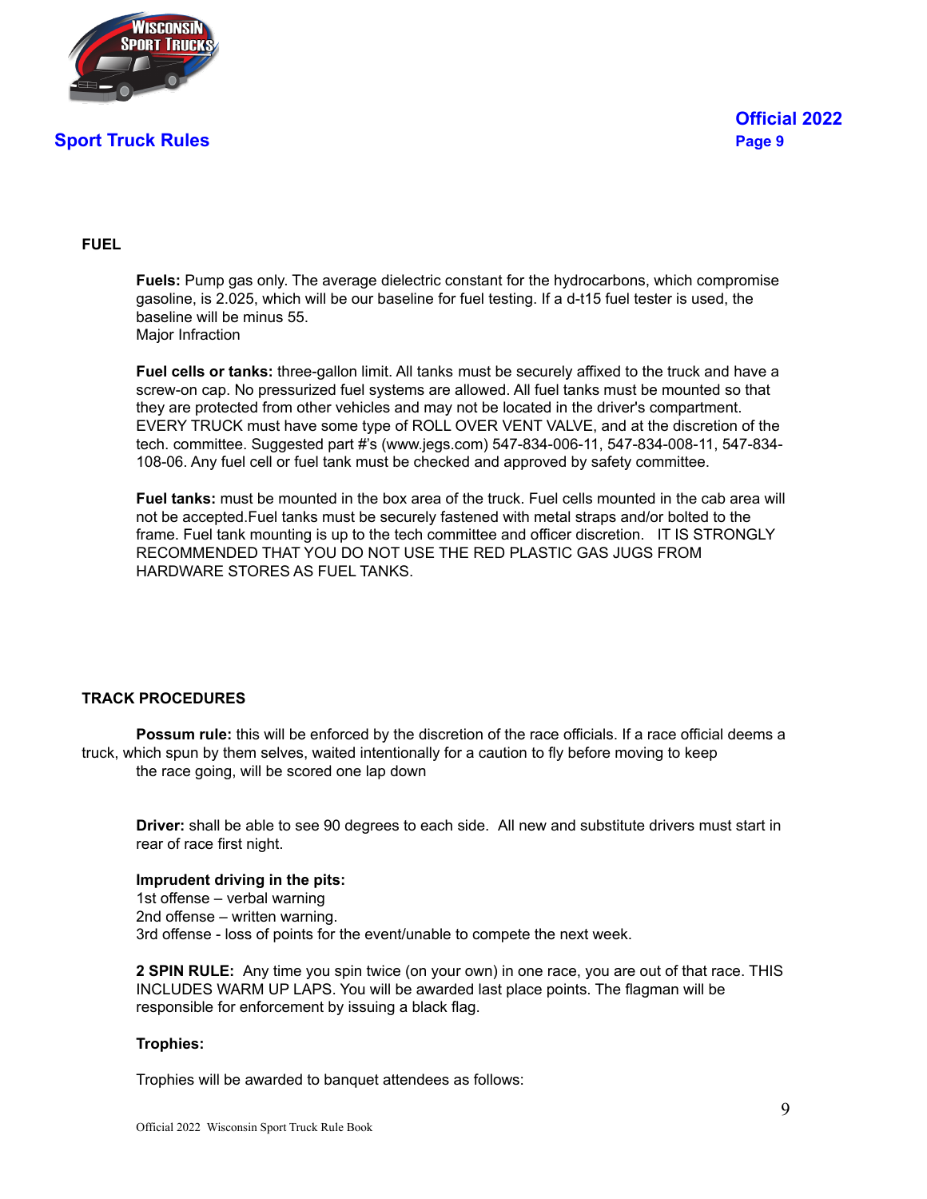## FUEL

**Fuels:** Pump gas only. The average dielectric constant for the hydrocarbons, which compromise gasoline, is 2.025, which will be our baseline for fuel testing. If a d-t15 fuel tester is used, the baseline will be minus 55.
Major Infraction

**Fuel cells or tanks:** three-gallon limit. All tanks must be securely affixed to the truck and have a screw-on cap. No pressurized fuel systems are allowed. All fuel tanks must be mounted so that they are protected from other vehicles and may not be located in the driver's compartment. EVERY TRUCK must have some type of ROLL OVER VENT VALVE, and at the discretion of the tech. committee. Suggested part #'s (www.jegs.com) 547-834-006-11, 547-834-008-11, 547-834-108-06. Any fuel cell or fuel tank must be checked and approved by safety committee.

**Fuel tanks:** must be mounted in the box area of the truck. Fuel cells mounted in the cab area will not be accepted.Fuel tanks must be securely fastened with metal straps and/or bolted to the frame. Fuel tank mounting is up to the tech committee and officer discretion. IT IS STRONGLY RECOMMENDED THAT YOU DO NOT USE THE RED PLASTIC GAS JUGS FROM HARDWARE STORES AS FUEL TANKS.

## TRACK PROCEDURES

**Possum rule:** this will be enforced by the discretion of the race officials. If a race official deems a truck, which spun by them selves, waited intentionally for a caution to fly before moving to keep the race going, will be scored one lap down

**Driver:** shall be able to see 90 degrees to each side. All new and substitute drivers must start in rear of race first night.

**Imprudent driving in the pits:**
1st offense – verbal warning
2nd offense – written warning.
3rd offense - loss of points for the event/unable to compete the next week.

**2 SPIN RULE:** Any time you spin twice (on your own) in one race, you are out of that race. THIS INCLUDES WARM UP LAPS. You will be awarded last place points. The flagman will be responsible for enforcement by issuing a black flag.

**Trophies:**

Trophies will be awarded to banquet attendees as follows: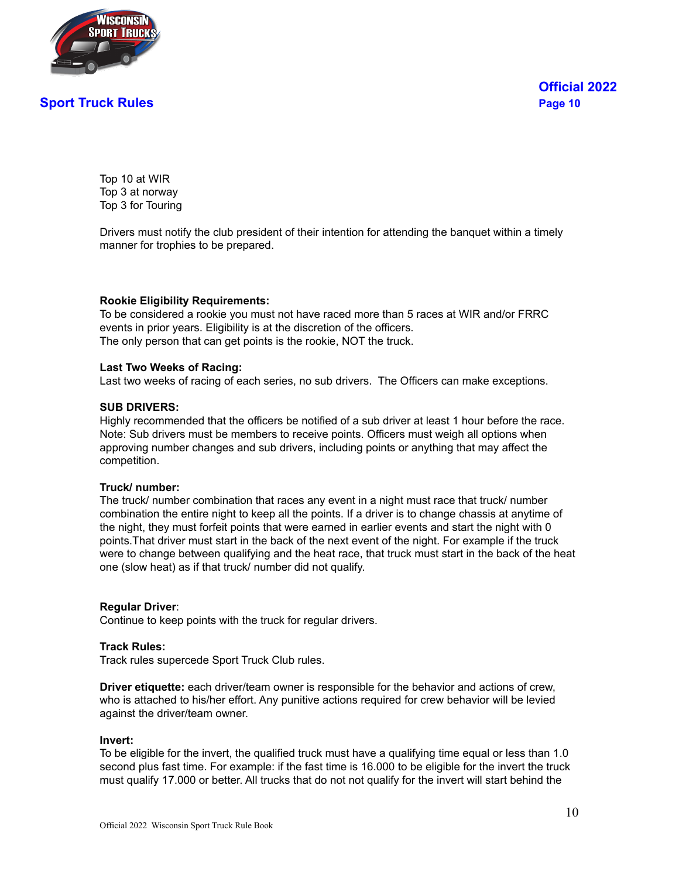Top 10 at WIR
Top 3 at norway
Top 3 for Touring

Drivers must notify the club president of their intention for attending the banquet within a timely manner for trophies to be prepared.

**Rookie Eligibility Requirements:**
To be considered a rookie you must not have raced more than 5 races at WIR and/or FRRC events in prior years. Eligibility is at the discretion of the officers.
The only person that can get points is the rookie, NOT the truck.

**Last Two Weeks of Racing:**
Last two weeks of racing of each series, no sub drivers. The Officers can make exceptions.

**SUB DRIVERS:**
Highly recommended that the officers be notified of a sub driver at least 1 hour before the race. Note: Sub drivers must be members to receive points. Officers must weigh all options when approving number changes and sub drivers, including points or anything that may affect the competition.

**Truck/ number:**
The truck/ number combination that races any event in a night must race that truck/ number combination the entire night to keep all the points. If a driver is to change chassis at anytime of the night, they must forfeit points that were earned in earlier events and start the night with 0 points.That driver must start in the back of the next event of the night. For example if the truck were to change between qualifying and the heat race, that truck must start in the back of the heat one (slow heat) as if that truck/ number did not qualify.

**Regular Driver**:
Continue to keep points with the truck for regular drivers.

**Track Rules:**
Track rules supercede Sport Truck Club rules.

**Driver etiquette:** each driver/team owner is responsible for the behavior and actions of crew, who is attached to his/her effort. Any punitive actions required for crew behavior will be levied against the driver/team owner.

**Invert:**
To be eligible for the invert, the qualified truck must have a qualifying time equal or less than 1.0 second plus fast time. For example: if the fast time is 16.000 to be eligible for the invert the truck must qualify 17.000 or better. All trucks that do not not qualify for the invert will start behind the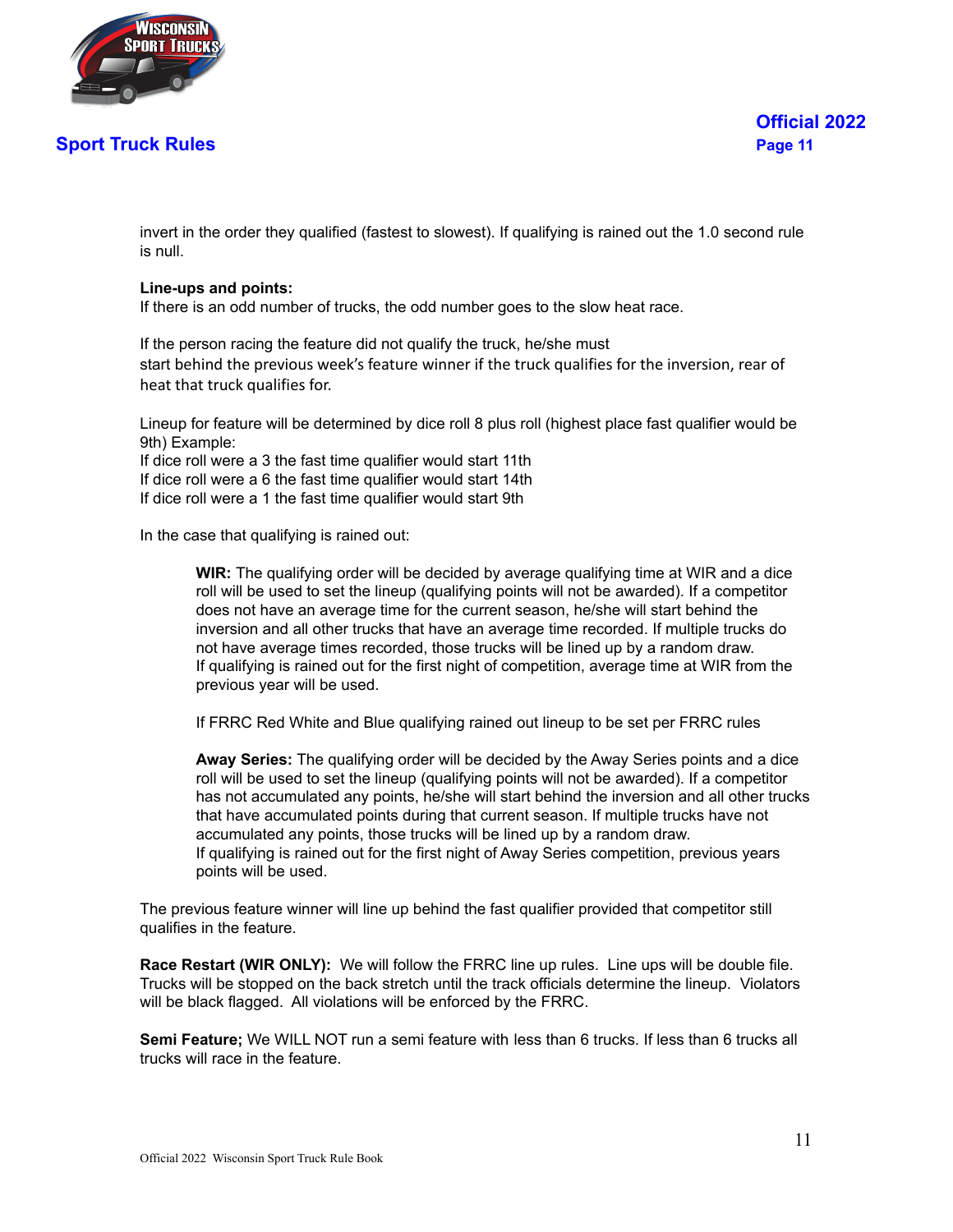invert in the order they qualified (fastest to slowest). If qualifying is rained out the 1.0 second rule is null.

**Line-ups and points:**
If there is an odd number of trucks, the odd number goes to the slow heat race.

If the person racing the feature did not qualify the truck, he/she must start behind the previous week's feature winner if the truck qualifies for the inversion, rear of heat that truck qualifies for.

Lineup for feature will be determined by dice roll 8 plus roll (highest place fast qualifier would be 9th) Example:
If dice roll were a 3 the fast time qualifier would start 11th
If dice roll were a 6 the fast time qualifier would start 14th
If dice roll were a 1 the fast time qualifier would start 9th

In the case that qualifying is rained out:

> **WIR:** The qualifying order will be decided by average qualifying time at WIR and a dice roll will be used to set the lineup (qualifying points will not be awarded). If a competitor does not have an average time for the current season, he/she will start behind the inversion and all other trucks that have an average time recorded. If multiple trucks do not have average times recorded, those trucks will be lined up by a random draw.
> If qualifying is rained out for the first night of competition, average time at WIR from the previous year will be used.
>
> If FRRC Red White and Blue qualifying rained out lineup to be set per FRRC rules
>
> **Away Series:** The qualifying order will be decided by the Away Series points and a dice roll will be used to set the lineup (qualifying points will not be awarded). If a competitor has not accumulated any points, he/she will start behind the inversion and all other trucks that have accumulated points during that current season. If multiple trucks have not accumulated any points, those trucks will be lined up by a random draw.
> If qualifying is rained out for the first night of Away Series competition, previous years points will be used.

The previous feature winner will line up behind the fast qualifier provided that competitor still qualifies in the feature.

**Race Restart (WIR ONLY):** We will follow the FRRC line up rules. Line ups will be double file. Trucks will be stopped on the back stretch until the track officials determine the lineup. Violators will be black flagged. All violations will be enforced by the FRRC.

**Semi Feature;** We WILL NOT run a semi feature with less than 6 trucks. If less than 6 trucks all trucks will race in the feature.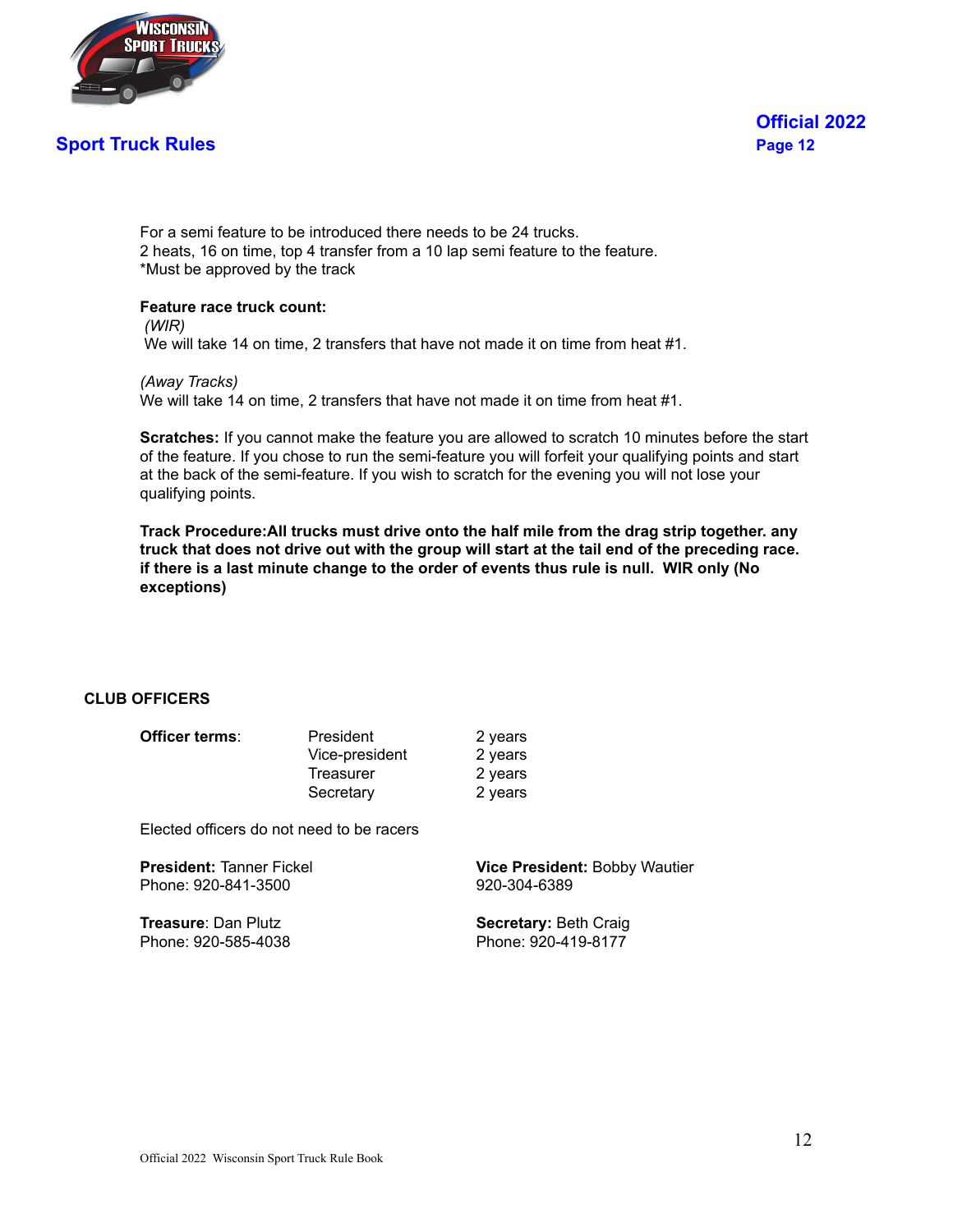For a semi feature to be introduced there needs to be 24 trucks.
2 heats, 16 on time, top 4 transfer from a 10 lap semi feature to the feature.
*Must be approved by the track

**Feature race truck count:**
*(WIR)*
We will take 14 on time, 2 transfers that have not made it on time from heat #1.

*(Away Tracks)*
We will take 14 on time, 2 transfers that have not made it on time from heat #1.

**Scratches:** If you cannot make the feature you are allowed to scratch 10 minutes before the start of the feature. If you chose to run the semi-feature you will forfeit your qualifying points and start at the back of the semi-feature. If you wish to scratch for the evening you will not lose your qualifying points.

**Track Procedure:All trucks must drive onto the half mile from the drag strip together. any truck that does not drive out with the group will start at the tail end of the preceding race. if there is a last minute change to the order of events thus rule is null. WIR only (No exceptions)**

## CLUB OFFICERS

| **Officer terms**: | President | 2 years |
|---|---|---|
| | Vice-president | 2 years |
| | Treasurer | 2 years |
| | Secretary | 2 years |

Elected officers do not need to be racers

**President:** Tanner Fickel
Phone: 920-841-3500

**Vice President:** Bobby Wautier
920-304-6389

**Treasure**: Dan Plutz
Phone: 920-585-4038

**Secretary:** Beth Craig
Phone: 920-419-8177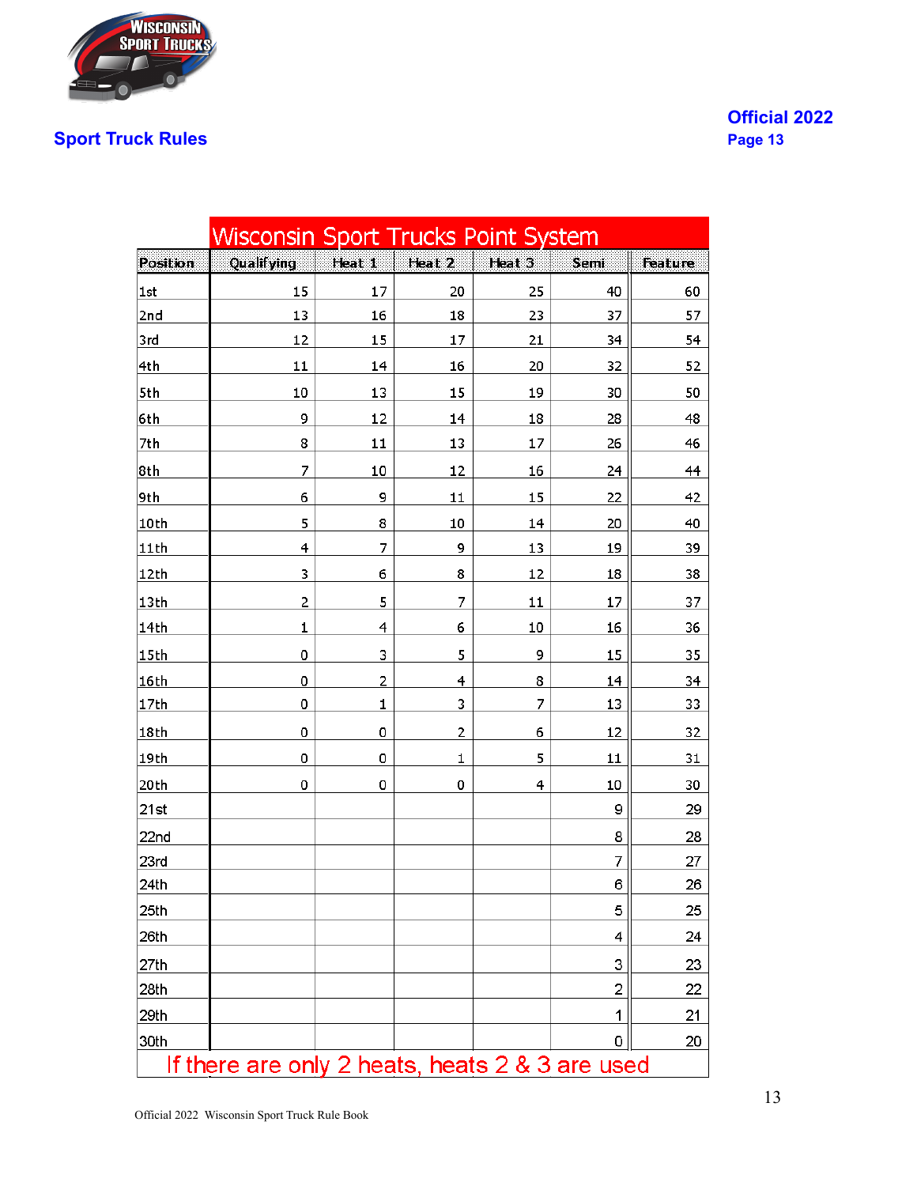# Wisconsin Sport Trucks Point System

| Position | Qualifying | Heat 1 | Heat 2 | Heat 3 | Semi | Feature |
|---|---|---|---|---|---|---|
| 1st | 15 | 17 | 20 | 25 | 40 | 60 |
| 2nd | 13 | 16 | 18 | 23 | 37 | 57 |
| 3rd | 12 | 15 | 17 | 21 | 34 | 54 |
| 4th | 11 | 14 | 16 | 20 | 32 | 52 |
| 5th | 10 | 13 | 15 | 19 | 30 | 50 |
| 6th | 9 | 12 | 14 | 18 | 28 | 48 |
| 7th | 8 | 11 | 13 | 17 | 26 | 46 |
| 8th | 7 | 10 | 12 | 16 | 24 | 44 |
| 9th | 6 | 9 | 11 | 15 | 22 | 42 |
| 10th | 5 | 8 | 10 | 14 | 20 | 40 |
| 11th | 4 | 7 | 9 | 13 | 19 | 39 |
| 12th | 3 | 6 | 8 | 12 | 18 | 38 |
| 13th | 2 | 5 | 7 | 11 | 17 | 37 |
| 14th | 1 | 4 | 6 | 10 | 16 | 36 |
| 15th | 0 | 3 | 5 | 9 | 15 | 35 |
| 16th | 0 | 2 | 4 | 8 | 14 | 34 |
| 17th | 0 | 1 | 3 | 7 | 13 | 33 |
| 18th | 0 | 0 | 2 | 6 | 12 | 32 |
| 19th | 0 | 0 | 1 | 5 | 11 | 31 |
| 20th | 0 | 0 | 0 | 4 | 10 | 30 |
| 21st | | | | | 9 | 29 |
| 22nd | | | | | 8 | 28 |
| 23rd | | | | | 7 | 27 |
| 24th | | | | | 6 | 26 |
| 25th | | | | | 5 | 25 |
| 26th | | | | | 4 | 24 |
| 27th | | | | | 3 | 23 |
| 28th | | | | | 2 | 22 |
| 29th | | | | | 1 | 21 |
| 30th | | | | | 0 | 20 |

If there are only 2 heats, heats 2 & 3 are used